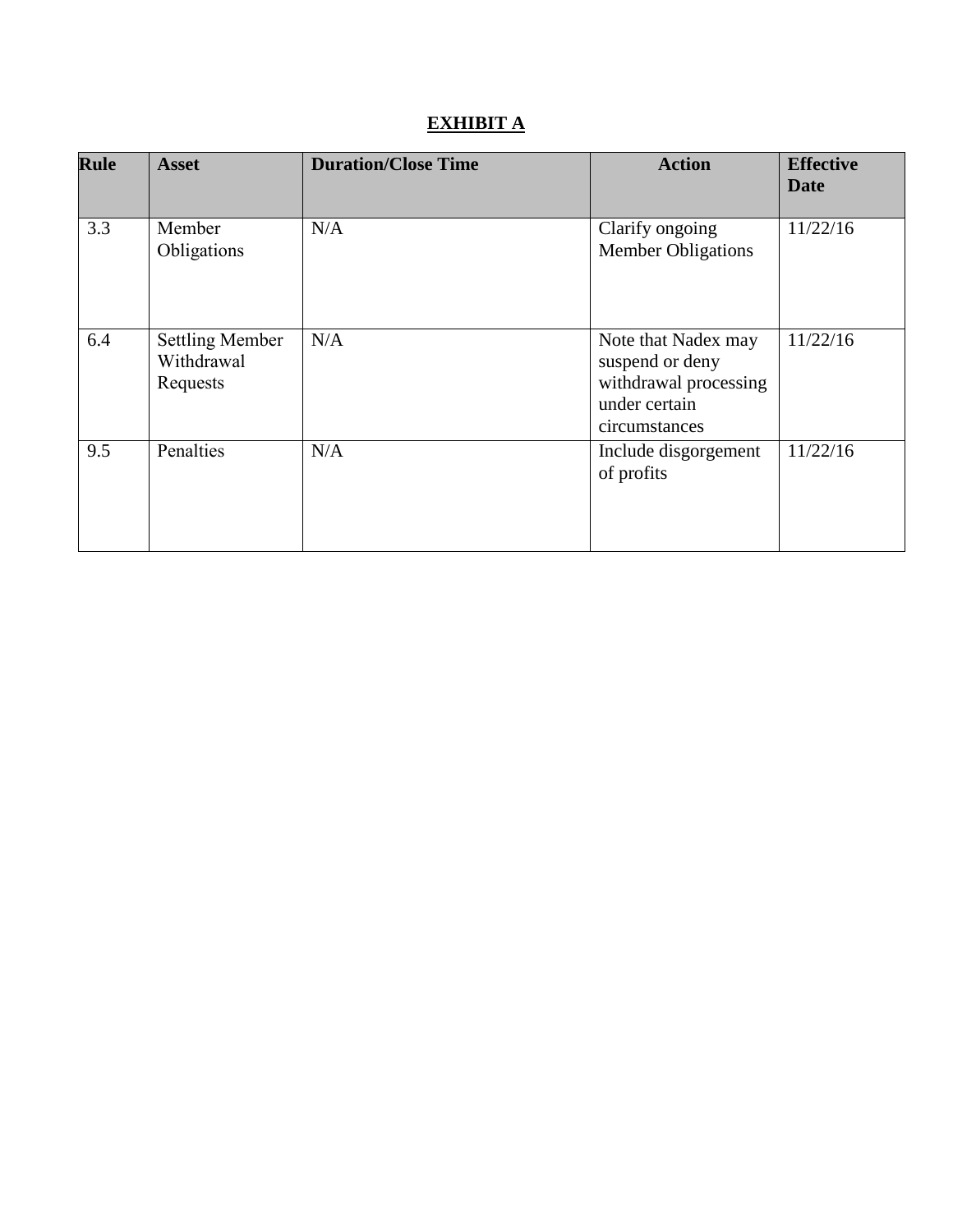**EXHIBIT A**

| Rule | Asset | Duration/Close Time | Action | Effective Date |
|---|---|---|---|---|
| 3.3 | Member Obligations | N/A | Clarify ongoing Member Obligations | 11/22/16 |
| 6.4 | Settling Member Withdrawal Requests | N/A | Note that Nadex may suspend or deny withdrawal processing under certain circumstances | 11/22/16 |
| 9.5 | Penalties | N/A | Include disgorgement of profits | 11/22/16 |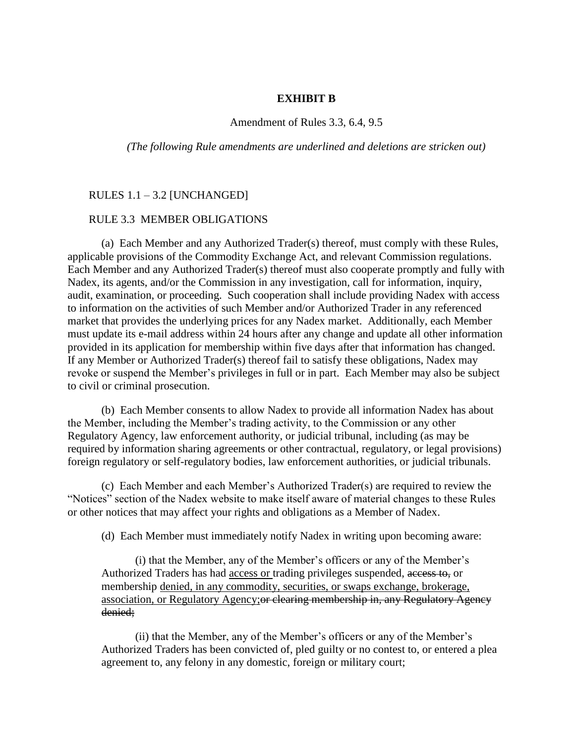**EXHIBIT B**

Amendment of Rules 3.3, 6.4, 9.5

*(The following Rule amendments are underlined and deletions are stricken out)*

RULES 1.1 – 3.2 [UNCHANGED]

RULE 3.3 MEMBER OBLIGATIONS

(a) Each Member and any Authorized Trader(s) thereof, must comply with these Rules, applicable provisions of the Commodity Exchange Act, and relevant Commission regulations. Each Member and any Authorized Trader(s) thereof must also cooperate promptly and fully with Nadex, its agents, and/or the Commission in any investigation, call for information, inquiry, audit, examination, or proceeding. Such cooperation shall include providing Nadex with access to information on the activities of such Member and/or Authorized Trader in any referenced market that provides the underlying prices for any Nadex market. Additionally, each Member must update its e-mail address within 24 hours after any change and update all other information provided in its application for membership within five days after that information has changed. If any Member or Authorized Trader(s) thereof fail to satisfy these obligations, Nadex may revoke or suspend the Member's privileges in full or in part. Each Member may also be subject to civil or criminal prosecution.

(b) Each Member consents to allow Nadex to provide all information Nadex has about the Member, including the Member's trading activity, to the Commission or any other Regulatory Agency, law enforcement authority, or judicial tribunal, including (as may be required by information sharing agreements or other contractual, regulatory, or legal provisions) foreign regulatory or self-regulatory bodies, law enforcement authorities, or judicial tribunals.

(c) Each Member and each Member's Authorized Trader(s) are required to review the "Notices" section of the Nadex website to make itself aware of material changes to these Rules or other notices that may affect your rights and obligations as a Member of Nadex.

(d) Each Member must immediately notify Nadex in writing upon becoming aware:

(i) that the Member, any of the Member's officers or any of the Member's Authorized Traders has had <u>access or </u>trading privileges suspended, ~~access to,~~ or membership <u>denied, in any commodity, securities, or swaps exchange, brokerage, association, or Regulatory Agency;</u>~~or clearing membership in, any Regulatory Agency denied;~~

(ii) that the Member, any of the Member's officers or any of the Member's Authorized Traders has been convicted of, pled guilty or no contest to, or entered a plea agreement to, any felony in any domestic, foreign or military court;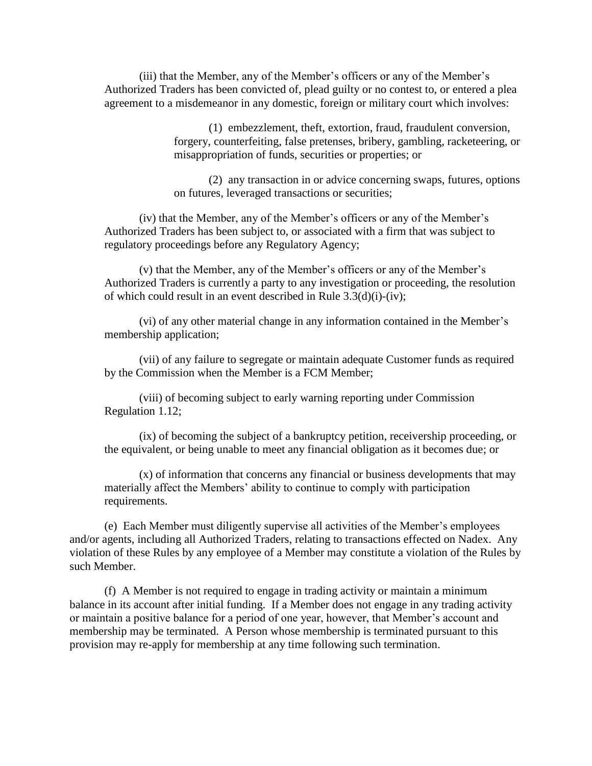(iii) that the Member, any of the Member's officers or any of the Member's Authorized Traders has been convicted of, plead guilty or no contest to, or entered a plea agreement to a misdemeanor in any domestic, foreign or military court which involves:

(1) embezzlement, theft, extortion, fraud, fraudulent conversion, forgery, counterfeiting, false pretenses, bribery, gambling, racketeering, or misappropriation of funds, securities or properties; or

(2) any transaction in or advice concerning swaps, futures, options on futures, leveraged transactions or securities;

(iv) that the Member, any of the Member's officers or any of the Member's Authorized Traders has been subject to, or associated with a firm that was subject to regulatory proceedings before any Regulatory Agency;

(v) that the Member, any of the Member's officers or any of the Member's Authorized Traders is currently a party to any investigation or proceeding, the resolution of which could result in an event described in Rule 3.3(d)(i)-(iv);

(vi) of any other material change in any information contained in the Member's membership application;

(vii) of any failure to segregate or maintain adequate Customer funds as required by the Commission when the Member is a FCM Member;

(viii) of becoming subject to early warning reporting under Commission Regulation 1.12;

(ix) of becoming the subject of a bankruptcy petition, receivership proceeding, or the equivalent, or being unable to meet any financial obligation as it becomes due; or

(x) of information that concerns any financial or business developments that may materially affect the Members' ability to continue to comply with participation requirements.

(e) Each Member must diligently supervise all activities of the Member's employees and/or agents, including all Authorized Traders, relating to transactions effected on Nadex. Any violation of these Rules by any employee of a Member may constitute a violation of the Rules by such Member.

(f) A Member is not required to engage in trading activity or maintain a minimum balance in its account after initial funding. If a Member does not engage in any trading activity or maintain a positive balance for a period of one year, however, that Member's account and membership may be terminated. A Person whose membership is terminated pursuant to this provision may re-apply for membership at any time following such termination.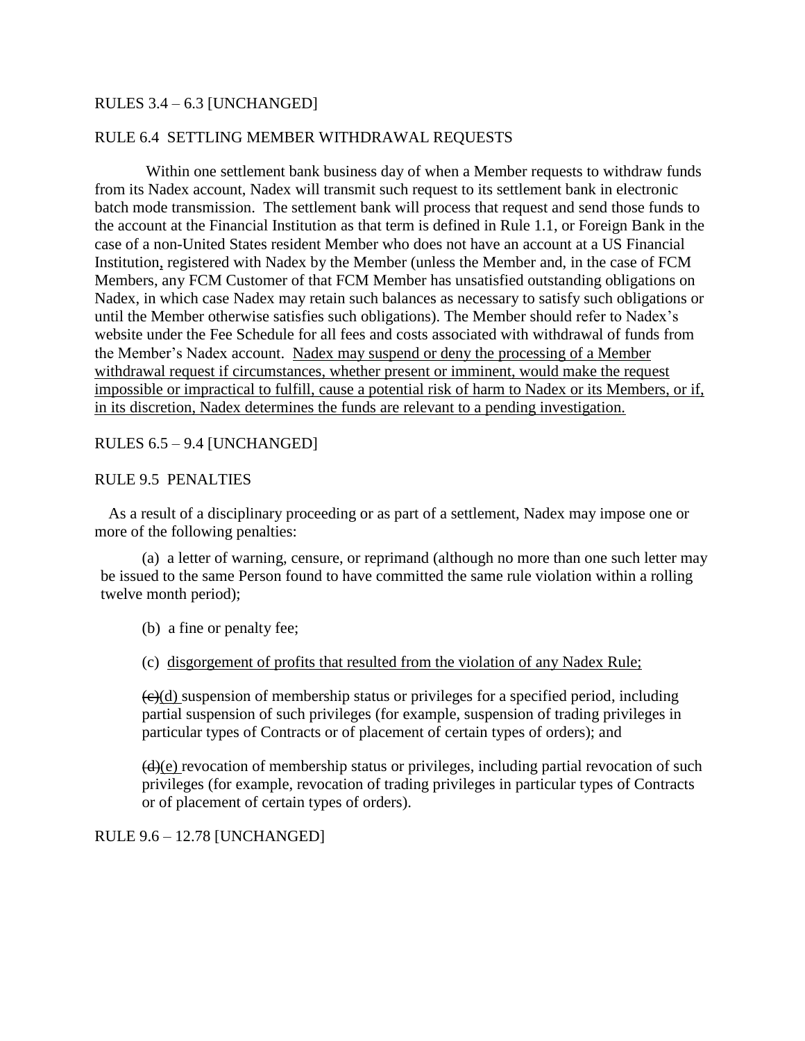RULES 3.4 – 6.3 [UNCHANGED]

RULE 6.4 SETTLING MEMBER WITHDRAWAL REQUESTS

Within one settlement bank business day of when a Member requests to withdraw funds from its Nadex account, Nadex will transmit such request to its settlement bank in electronic batch mode transmission. The settlement bank will process that request and send those funds to the account at the Financial Institution as that term is defined in Rule 1.1, or Foreign Bank in the case of a non-United States resident Member who does not have an account at a US Financial Institution, registered with Nadex by the Member (unless the Member and, in the case of FCM Members, any FCM Customer of that FCM Member has unsatisfied outstanding obligations on Nadex, in which case Nadex may retain such balances as necessary to satisfy such obligations or until the Member otherwise satisfies such obligations). The Member should refer to Nadex's website under the Fee Schedule for all fees and costs associated with withdrawal of funds from the Member's Nadex account. <u>Nadex may suspend or deny the processing of a Member withdrawal request if circumstances, whether present or imminent, would make the request impossible or impractical to fulfill, cause a potential risk of harm to Nadex or its Members, or if, in its discretion, Nadex determines the funds are relevant to a pending investigation.</u>

RULES 6.5 – 9.4 [UNCHANGED]

RULE 9.5 PENALTIES

As a result of a disciplinary proceeding or as part of a settlement, Nadex may impose one or more of the following penalties:

(a) a letter of warning, censure, or reprimand (although no more than one such letter may be issued to the same Person found to have committed the same rule violation within a rolling twelve month period);

(b) a fine or penalty fee;

(c) <u>disgorgement of profits that resulted from the violation of any Nadex Rule;</u>

~~(c)~~<u>(d)</u> suspension of membership status or privileges for a specified period, including partial suspension of such privileges (for example, suspension of trading privileges in particular types of Contracts or of placement of certain types of orders); and

~~(d)~~<u>(e)</u> revocation of membership status or privileges, including partial revocation of such privileges (for example, revocation of trading privileges in particular types of Contracts or of placement of certain types of orders).

RULE 9.6 – 12.78 [UNCHANGED]